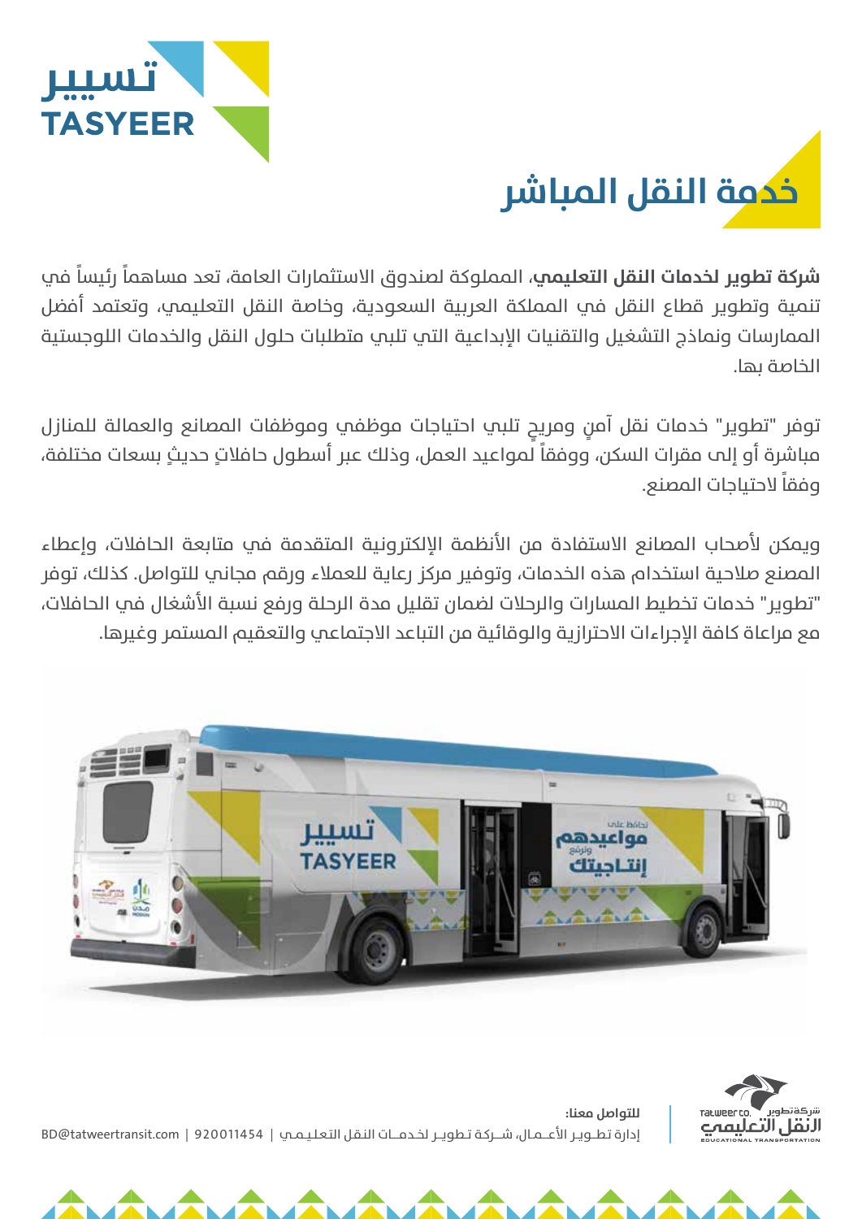تسيير
TASYEER

# خدمة النقل المباشر

**شركة تطوير لخدمات النقل التعليمي**، المملوكة لصندوق الاستثمارات العامة، تعد مساهماً رئيساً في تنمية وتطوير قطاع النقل في المملكة العربية السعودية، وخاصة النقل التعليمي، وتعتمد أفضل الممارسات ونماذج التشغيل والتقنيات الإبداعية التي تلبي متطلبات حلول النقل والخدمات اللوجستية الخاصة بها.

توفر "تطوير" خدمات نقل آمنٍ ومريحٍ تلبي احتياجات موظفي وموظفات المصانع والعمالة للمنازل مباشرة أو إلى مقرات السكن، ووفقاً لمواعيد العمل، وذلك عبر أسطول حافلاتٍ حديثٍ بسعات مختلفة، وفقاً لاحتياجات المصنع.

ويمكن لأصحاب المصانع الاستفادة من الأنظمة الإلكترونية المتقدمة في متابعة الحافلات، وإعطاء المصنع صلاحية استخدام هذه الخدمات، وتوفير مركز رعاية للعملاء ورقم مجاني للتواصل. كذلك، توفر "تطوير" خدمات تخطيط المسارات والرحلات لضمان تقليل مدة الرحلة ورفع نسبة الأشغال في الحافلات، مع مراعاة كافة الإجراءات الاحترازية والوقائية من التباعد الاجتماعي والتعقيم المستمر وغيرها.

شركة تطوير النقل التعليمي
TATWEER CO. EDUCATIONAL TRANSPORTATION

**للتواصل معنا:**
إدارة تطوير الأعمال، شركة تطوير لخدمات النقل التعليمي | 920011454 | BD@tatweertransit.com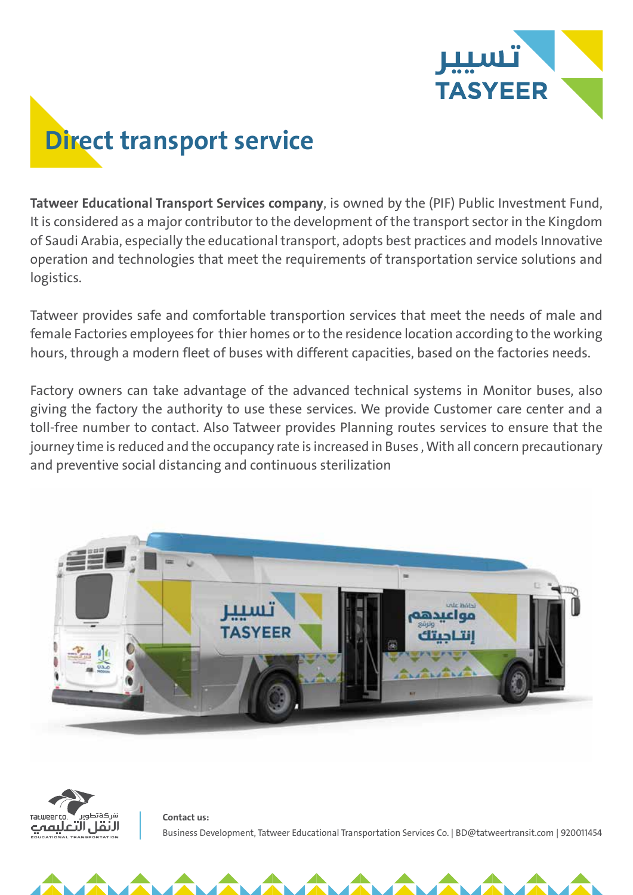تسيير
TASYEER

# Direct transport service

**Tatweer Educational Transport Services company**, is owned by the (PIF) Public Investment Fund, It is considered as a major contributor to the development of the transport sector in the Kingdom of Saudi Arabia, especially the educational transport, adopts best practices and models Innovative operation and technologies that meet the requirements of transportation service solutions and logistics.

Tatweer provides safe and comfortable transportion services that meet the needs of male and female Factories employees for thier homes or to the residence location according to the working hours, through a modern fleet of buses with different capacities, based on the factories needs.

Factory owners can take advantage of the advanced technical systems in Monitor buses, also giving the factory the authority to use these services. We provide Customer care center and a toll-free number to contact. Also Tatweer provides Planning routes services to ensure that the journey time is reduced and the occupancy rate is increased in Buses , With all concern precautionary and preventive social distancing and continuous sterilization

Tatweer Co. شركة تطوير
النقل التعليمي
EDUCATIONAL TRANSPORTATION

**Contact us:**

Business Development, Tatweer Educational Transportation Services Co. | BD@tatweertransit.com | 920011454